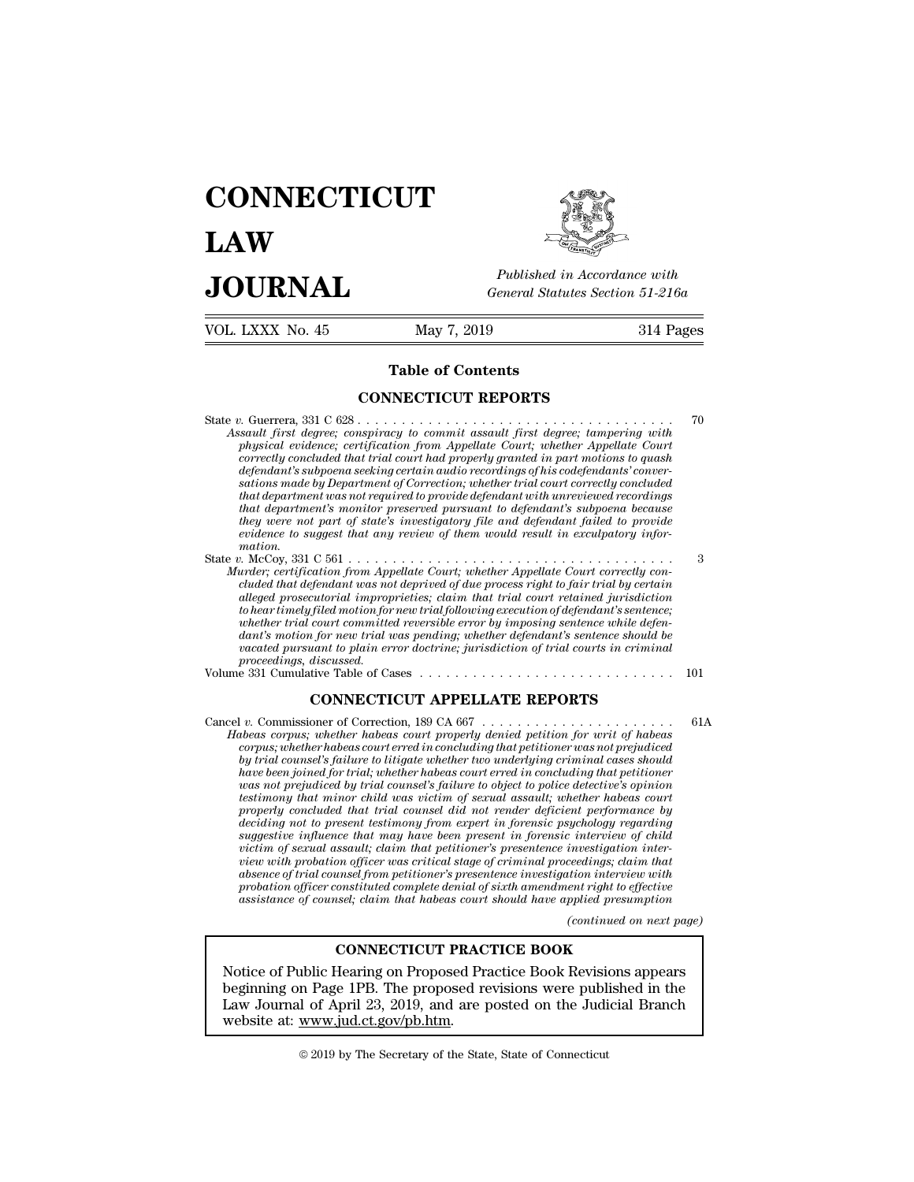# CONNECTICUT LAW JOURNAL

*Published in Accordance with General Statutes Section 51-216a*

VOL. LXXX No. 45 — May 7, 2019 — 314 Pages

## Table of Contents

### CONNECTICUT REPORTS

State *v.* Guerrera, 331 C 628 . . . . . . . . . . . . . . . . . . . . . . . . . . . . . . . . . . . . 70
*Assault first degree; conspiracy to commit assault first degree; tampering with physical evidence; certification from Appellate Court; whether Appellate Court correctly concluded that trial court had properly granted in part motions to quash defendant's subpoena seeking certain audio recordings of his codefendants' conversations made by Department of Correction; whether trial court correctly concluded that department was not required to provide defendant with unreviewed recordings that department's monitor preserved pursuant to defendant's subpoena because they were not part of state's investigatory file and defendant failed to provide evidence to suggest that any review of them would result in exculpatory information.*

State *v.* McCoy, 331 C 561 . . . . . . . . . . . . . . . . . . . . . . . . . . . . . . . . . . . . . 3
*Murder; certification from Appellate Court; whether Appellate Court correctly concluded that defendant was not deprived of due process right to fair trial by certain alleged prosecutorial improprieties; claim that trial court retained jurisdiction to hear timely filed motion for new trial following execution of defendant's sentence; whether trial court committed reversible error by imposing sentence while defendant's motion for new trial was pending; whether defendant's sentence should be vacated pursuant to plain error doctrine; jurisdiction of trial courts in criminal proceedings, discussed.*

Volume 331 Cumulative Table of Cases . . . . . . . . . . . . . . . . . . . . . . . . . . . . 101

### CONNECTICUT APPELLATE REPORTS

Cancel *v.* Commissioner of Correction, 189 CA 667 . . . . . . . . . . . . . . . . . . . . . . 61A
*Habeas corpus; whether habeas court properly denied petition for writ of habeas corpus; whether habeas court erred in concluding that petitioner was not prejudiced by trial counsel's failure to litigate whether two underlying criminal cases should have been joined for trial; whether habeas court erred in concluding that petitioner was not prejudiced by trial counsel's failure to object to police detective's opinion testimony that minor child was victim of sexual assault; whether habeas court properly concluded that trial counsel did not render deficient performance by deciding not to present testimony from expert in forensic psychology regarding suggestive influence that may have been present in forensic interview of child victim of sexual assault; claim that petitioner's presentence investigation interview with probation officer was critical stage of criminal proceedings; claim that absence of trial counsel from petitioner's presentence investigation interview with probation officer constituted complete denial of sixth amendment right to effective assistance of counsel; claim that habeas court should have applied presumption*

*(continued on next page)*

### CONNECTICUT PRACTICE BOOK

Notice of Public Hearing on Proposed Practice Book Revisions appears beginning on Page 1PB. The proposed revisions were published in the Law Journal of April 23, 2019, and are posted on the Judicial Branch website at: www.jud.ct.gov/pb.htm.

© 2019 by The Secretary of the State, State of Connecticut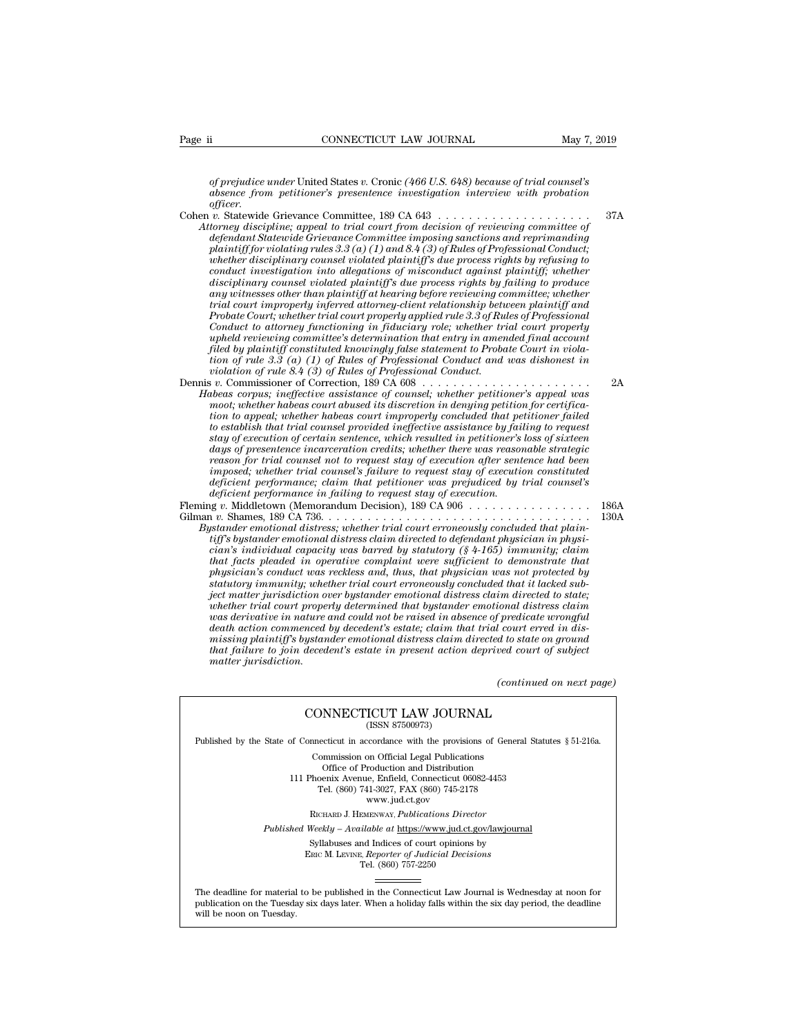*of prejudice under* United States *v.* Cronic *(466 U.S. 648) because of trial counsel's absence from petitioner's presentence investigation interview with probation officer.*

Cohen *v.* Statewide Grievance Committee, 189 CA 643 . . . . . . . . . . . . . . . . . . . . 37A

*Attorney discipline; appeal to trial court from decision of reviewing committee of defendant Statewide Grievance Committee imposing sanctions and reprimanding plaintiff for violating rules 3.3 (a) (1) and 8.4 (3) of Rules of Professional Conduct; whether disciplinary counsel violated plaintiff's due process rights by refusing to conduct investigation into allegations of misconduct against plaintiff; whether disciplinary counsel violated plaintiff's due process rights by failing to produce any witnesses other than plaintiff at hearing before reviewing committee; whether trial court improperly inferred attorney-client relationship between plaintiff and Probate Court; whether trial court properly applied rule 3.3 of Rules of Professional Conduct to attorney functioning in fiduciary role; whether trial court properly upheld reviewing committee's determination that entry in amended final account filed by plaintiff constituted knowingly false statement to Probate Court in violation of rule 3.3 (a) (1) of Rules of Professional Conduct and was dishonest in violation of rule 8.4 (3) of Rules of Professional Conduct.*

Dennis *v.* Commissioner of Correction, 189 CA 608 . . . . . . . . . . . . . . . . . . . . . . 2A

*Habeas corpus; ineffective assistance of counsel; whether petitioner's appeal was moot; whether habeas court abused its discretion in denying petition for certification to appeal; whether habeas court improperly concluded that petitioner failed to establish that trial counsel provided ineffective assistance by failing to request stay of execution of certain sentence, which resulted in petitioner's loss of sixteen days of presentence incarceration credits; whether there was reasonable strategic reason for trial counsel not to request stay of execution after sentence had been imposed; whether trial counsel's failure to request stay of execution constituted deficient performance; claim that petitioner was prejudiced by trial counsel's deficient performance in failing to request stay of execution.*

Fleming *v.* Middletown (Memorandum Decision), 189 CA 906 . . . . . . . . . . . . . . . . 186A

Gilman *v.* Shames, 189 CA 736. . . . . . . . . . . . . . . . . . . . . . . . . . . . . . . . . . . . . 130A

*Bystander emotional distress; whether trial court erroneously concluded that plaintiff's bystander emotional distress claim directed to defendant physician in physician's individual capacity was barred by statutory (§ 4-165) immunity; claim that facts pleaded in operative complaint were sufficient to demonstrate that physician's conduct was reckless and, thus, that physician was not protected by statutory immunity; whether trial court erroneously concluded that it lacked subject matter jurisdiction over bystander emotional distress claim directed to state; whether trial court properly determined that bystander emotional distress claim was derivative in nature and could not be raised in absence of predicate wrongful death action commenced by decedent's estate; claim that trial court erred in dismissing plaintiff's bystander emotional distress claim directed to state on ground that failure to join decedent's estate in present action deprived court of subject matter jurisdiction.*

*(continued on next page)*

---

CONNECTICUT LAW JOURNAL
(ISSN 87500973)

Published by the State of Connecticut in accordance with the provisions of General Statutes § 51-216a.

Commission on Official Legal Publications
Office of Production and Distribution
111 Phoenix Avenue, Enfield, Connecticut 06082-4453
Tel. (860) 741-3027, FAX (860) 745-2178
www.jud.ct.gov

RICHARD J. HEMENWAY, *Publications Director*

*Published Weekly – Available at* https://www.jud.ct.gov/lawjournal

Syllabuses and Indices of court opinions by
ERIC M. LEVINE, *Reporter of Judicial Decisions*
Tel. (860) 757-2250

The deadline for material to be published in the Connecticut Law Journal is Wednesday at noon for publication on the Tuesday six days later. When a holiday falls within the six day period, the deadline will be noon on Tuesday.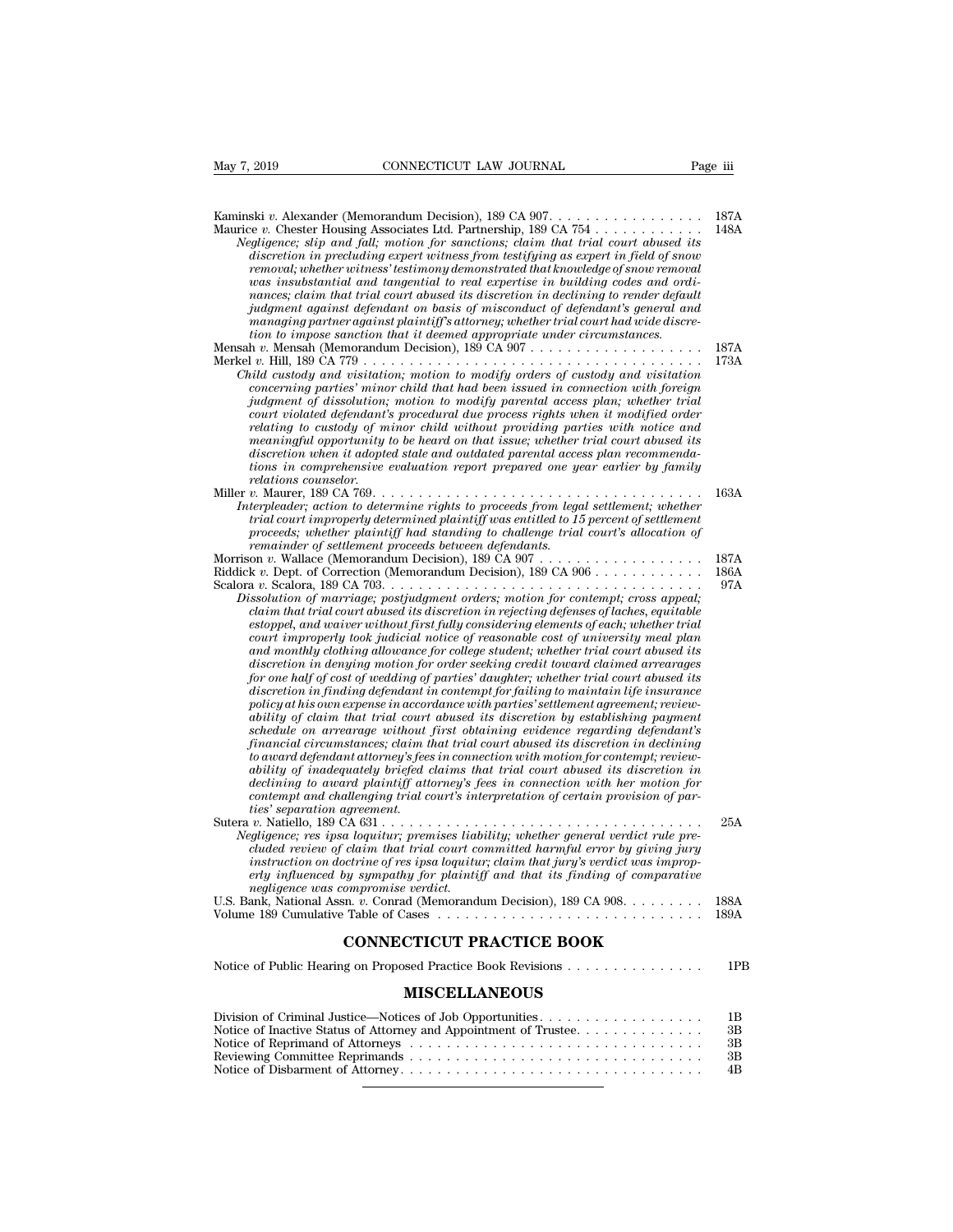Kaminski *v.* Alexander (Memorandum Decision), 189 CA 907. . . . . . . . . . . . . . . . . 187A

Maurice *v.* Chester Housing Associates Ltd. Partnership, 189 CA 754 . . . . . . . . . . . . 148A

*Negligence; slip and fall; motion for sanctions; claim that trial court abused its discretion in precluding expert witness from testifying as expert in field of snow removal; whether witness' testimony demonstrated that knowledge of snow removal was insubstantial and tangential to real expertise in building codes and ordinances; claim that trial court abused its discretion in declining to render default judgment against defendant on basis of misconduct of defendant's general and managing partner against plaintiff's attorney; whether trial court had wide discretion to impose sanction that it deemed appropriate under circumstances.*

Mensah *v.* Mensah (Memorandum Decision), 189 CA 907 . . . . . . . . . . . . . . . . . . 187A

Merkel *v.* Hill, 189 CA 779 . . . . . . . . . . . . . . . . . . . . . . . . . . . . . . . . . . . . . 173A

*Child custody and visitation; motion to modify orders of custody and visitation concerning parties' minor child that had been issued in connection with foreign judgment of dissolution; motion to modify parental access plan; whether trial court violated defendant's procedural due process rights when it modified order relating to custody of minor child without providing parties with notice and meaningful opportunity to be heard on that issue; whether trial court abused its discretion when it adopted stale and outdated parental access plan recommendations in comprehensive evaluation report prepared one year earlier by family relations counselor.*

Miller *v.* Maurer, 189 CA 769. . . . . . . . . . . . . . . . . . . . . . . . . . . . . . . . . . . 163A

*Interpleader; action to determine rights to proceeds from legal settlement; whether trial court improperly determined plaintiff was entitled to 15 percent of settlement proceeds; whether plaintiff had standing to challenge trial court's allocation of remainder of settlement proceeds between defendants.*

Morrison *v.* Wallace (Memorandum Decision), 189 CA 907 . . . . . . . . . . . . . . . . . . 187A

Riddick *v.* Dept. of Correction (Memorandum Decision), 189 CA 906 . . . . . . . . . . . . 186A

Scalora *v.* Scalora, 189 CA 703. . . . . . . . . . . . . . . . . . . . . . . . . . . . . . . . . . . 97A

*Dissolution of marriage; postjudgment orders; motion for contempt; cross appeal; claim that trial court abused its discretion in rejecting defenses of laches, equitable estoppel, and waiver without first fully considering elements of each; whether trial court improperly took judicial notice of reasonable cost of university meal plan and monthly clothing allowance for college student; whether trial court abused its discretion in denying motion for order seeking credit toward claimed arrearages for one half of cost of wedding of parties' daughter; whether trial court abused its discretion in finding defendant in contempt for failing to maintain life insurance policy at his own expense in accordance with parties' settlement agreement; reviewability of claim that trial court abused its discretion by establishing payment schedule on arrearage without first obtaining evidence regarding defendant's financial circumstances; claim that trial court abused its discretion in declining to award defendant attorney's fees in connection with motion for contempt; reviewability of inadequately briefed claims that trial court abused its discretion in declining to award plaintiff attorney's fees in connection with her motion for contempt and challenging trial court's interpretation of certain provision of parties' separation agreement.*

Sutera *v.* Natiello, 189 CA 631 . . . . . . . . . . . . . . . . . . . . . . . . . . . . . . . . . . . 25A

*Negligence; res ipsa loquitur; premises liability; whether general verdict rule precluded review of claim that trial court committed harmful error by giving jury instruction on doctrine of res ipsa loquitur; claim that jury's verdict was improperly influenced by sympathy for plaintiff and that its finding of comparative negligence was compromise verdict.*

U.S. Bank, National Assn. *v.* Conrad (Memorandum Decision), 189 CA 908. . . . . . . . . 188A

Volume 189 Cumulative Table of Cases . . . . . . . . . . . . . . . . . . . . . . . . . . . . 189A

## CONNECTICUT PRACTICE BOOK

Notice of Public Hearing on Proposed Practice Book Revisions . . . . . . . . . . . . . . . 1PB

## MISCELLANEOUS

Division of Criminal Justice—Notices of Job Opportunities. . . . . . . . . . . . . . . . . . 1B

Notice of Inactive Status of Attorney and Appointment of Trustee. . . . . . . . . . . . . . 3B

Notice of Reprimand of Attorneys . . . . . . . . . . . . . . . . . . . . . . . . . . . . . . . . 3B

Reviewing Committee Reprimands . . . . . . . . . . . . . . . . . . . . . . . . . . . . . . . . 3B

Notice of Disbarment of Attorney. . . . . . . . . . . . . . . . . . . . . . . . . . . . . . . . . 4B